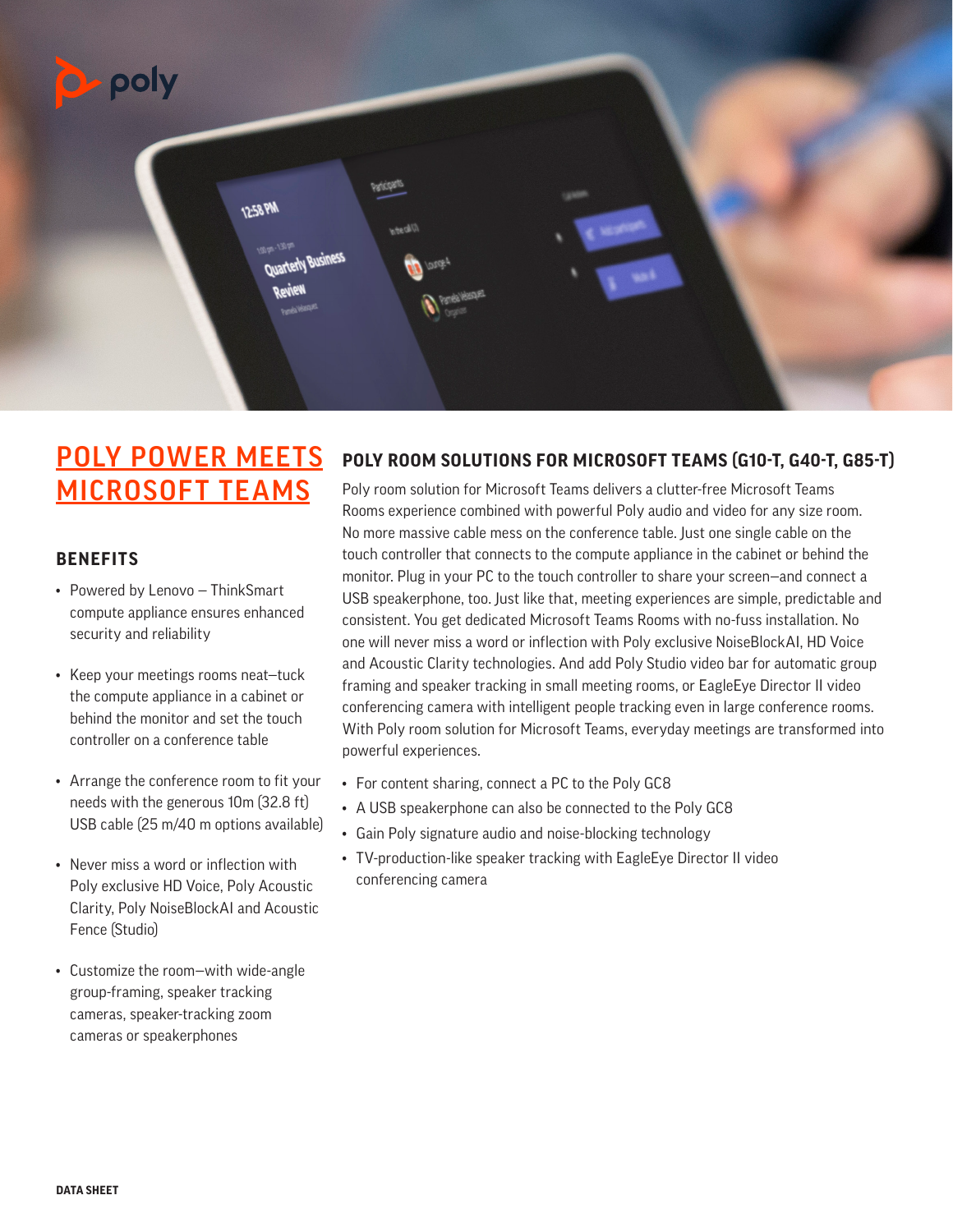# POLY POWER MEETS MICROSOFT TEAMS

## BENEFITS

- Powered by Lenovo – ThinkSmart compute appliance ensures enhanced security and reliability
- Keep your meetings rooms neat–tuck the compute appliance in a cabinet or behind the monitor and set the touch controller on a conference table
- Arrange the conference room to fit your needs with the generous 10m (32.8 ft) USB cable (25 m/40 m options available)
- Never miss a word or inflection with Poly exclusive HD Voice, Poly Acoustic Clarity, Poly NoiseBlockAI and Acoustic Fence (Studio)
- Customize the room–with wide-angle group-framing, speaker tracking cameras, speaker-tracking zoom cameras or speakerphones

## POLY ROOM SOLUTIONS FOR MICROSOFT TEAMS (G10-T, G40-T, G85-T)

Poly room solution for Microsoft Teams delivers a clutter-free Microsoft Teams Rooms experience combined with powerful Poly audio and video for any size room. No more massive cable mess on the conference table. Just one single cable on the touch controller that connects to the compute appliance in the cabinet or behind the monitor. Plug in your PC to the touch controller to share your screen–and connect a USB speakerphone, too. Just like that, meeting experiences are simple, predictable and consistent. You get dedicated Microsoft Teams Rooms with no-fuss installation. No one will never miss a word or inflection with Poly exclusive NoiseBlockAI, HD Voice and Acoustic Clarity technologies. And add Poly Studio video bar for automatic group framing and speaker tracking in small meeting rooms, or EagleEye Director II video conferencing camera with intelligent people tracking even in large conference rooms. With Poly room solution for Microsoft Teams, everyday meetings are transformed into powerful experiences.

- For content sharing, connect a PC to the Poly GC8
- A USB speakerphone can also be connected to the Poly GC8
- Gain Poly signature audio and noise-blocking technology
- TV-production-like speaker tracking with EagleEye Director II video conferencing camera

DATA SHEET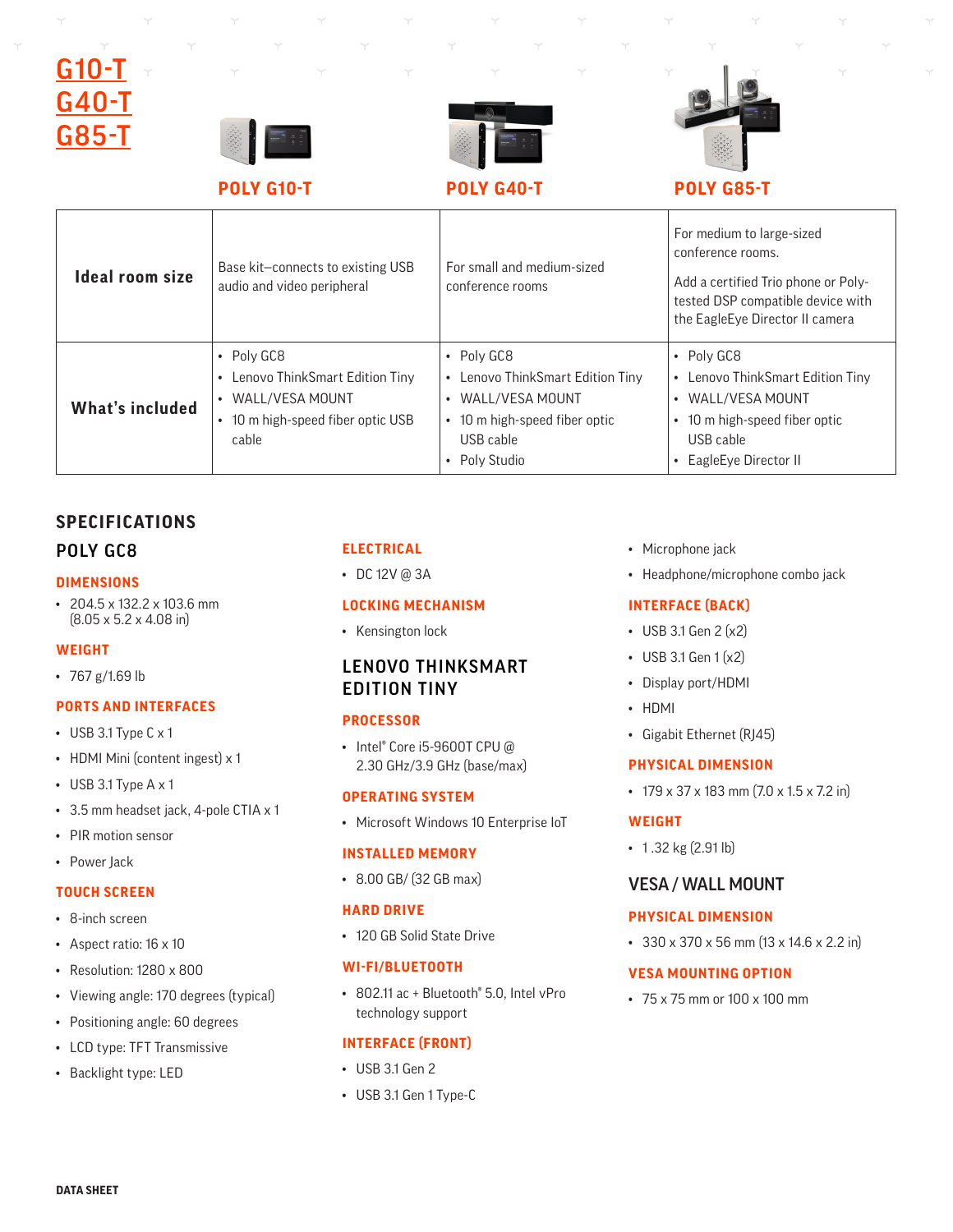# G10-T G40-T G85-T

| | POLY G10-T | POLY G40-T | POLY G85-T |
|---|---|---|---|
| **Ideal room size** | Base kit–connects to existing USB audio and video peripheral | For small and medium-sized conference rooms | For medium to large-sized conference rooms. Add a certified Trio phone or Poly-tested DSP compatible device with the EagleEye Director II camera |
| **What's included** | • Poly GC8 • Lenovo ThinkSmart Edition Tiny • WALL/VESA MOUNT • 10 m high-speed fiber optic USB cable | • Poly GC8 • Lenovo ThinkSmart Edition Tiny • WALL/VESA MOUNT • 10 m high-speed fiber optic USB cable • Poly Studio | • Poly GC8 • Lenovo ThinkSmart Edition Tiny • WALL/VESA MOUNT • 10 m high-speed fiber optic USB cable • EagleEye Director II |

## SPECIFICATIONS

### POLY GC8

**DIMENSIONS**

- 204.5 x 132.2 x 103.6 mm (8.05 x 5.2 x 4.08 in)

**WEIGHT**

- 767 g/1.69 lb

**PORTS AND INTERFACES**

- USB 3.1 Type C x 1
- HDMI Mini (content ingest) x 1
- USB 3.1 Type A x 1
- 3.5 mm headset jack, 4-pole CTIA x 1
- PIR motion sensor
- Power Jack

**TOUCH SCREEN**

- 8-inch screen
- Aspect ratio: 16 x 10
- Resolution: 1280 x 800
- Viewing angle: 170 degrees (typical)
- Positioning angle: 60 degrees
- LCD type: TFT Transmissive
- Backlight type: LED

**ELECTRICAL**

- DC 12V @ 3A

**LOCKING MECHANISM**

- Kensington lock

### LENOVO THINKSMART EDITION TINY

**PROCESSOR**

- Intel® Core i5-9600T CPU @ 2.30 GHz/3.9 GHz (base/max)

**OPERATING SYSTEM**

- Microsoft Windows 10 Enterprise IoT

**INSTALLED MEMORY**

- 8.00 GB/ (32 GB max)

**HARD DRIVE**

- 120 GB Solid State Drive

**WI-FI/BLUETOOTH**

- 802.11 ac + Bluetooth® 5.0, Intel vPro technology support

**INTERFACE (FRONT)**

- USB 3.1 Gen 2
- USB 3.1 Gen 1 Type-C
- Microphone jack
- Headphone/microphone combo jack

**INTERFACE (BACK)**

- USB 3.1 Gen 2 (x2)
- USB 3.1 Gen 1 (x2)
- Display port/HDMI
- HDMI
- Gigabit Ethernet (RJ45)

**PHYSICAL DIMENSION**

- 179 x 37 x 183 mm (7.0 x 1.5 x 7.2 in)

**WEIGHT**

- 1.32 kg (2.91 lb)

### VESA / WALL MOUNT

**PHYSICAL DIMENSION**

- 330 x 370 x 56 mm (13 x 14.6 x 2.2 in)

**VESA MOUNTING OPTION**

- 75 x 75 mm or 100 x 100 mm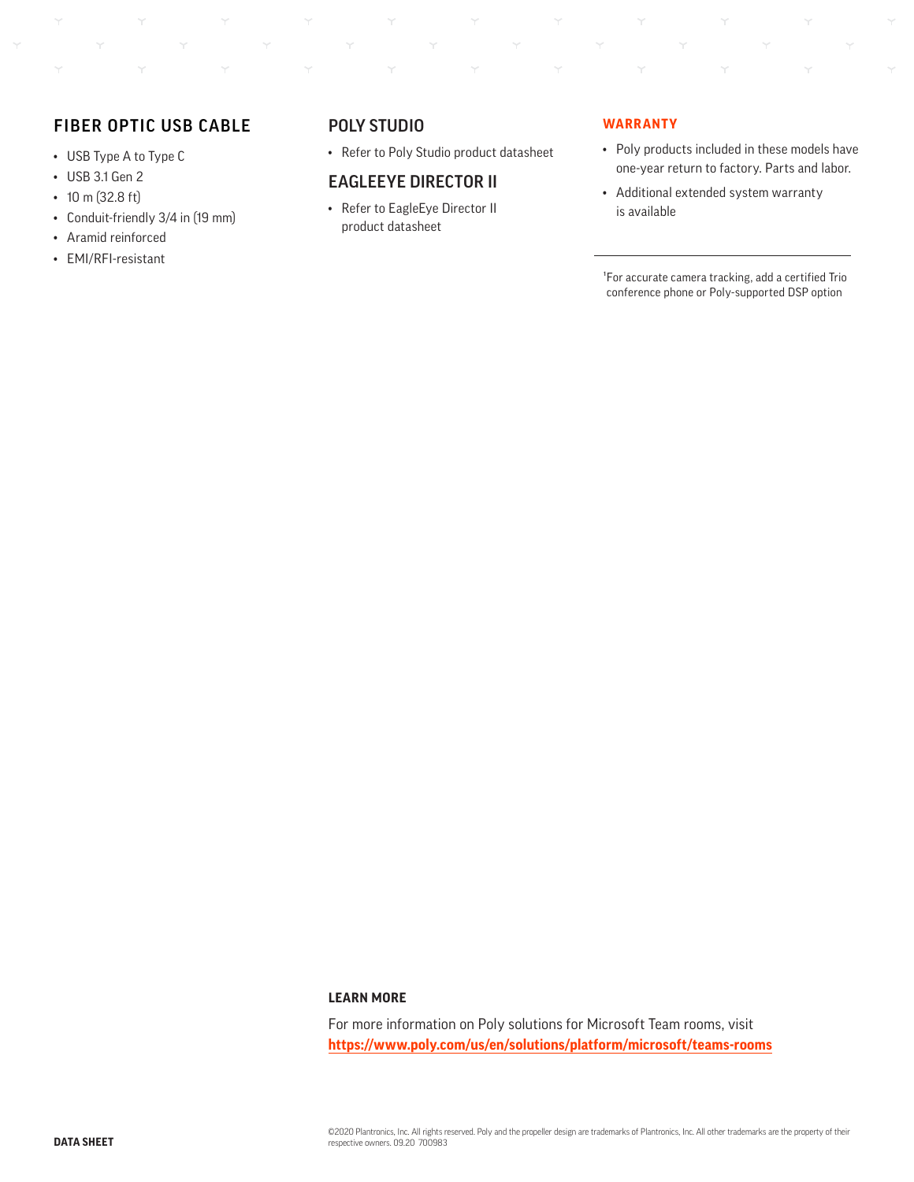## FIBER OPTIC USB CABLE

- USB Type A to Type C
- USB 3.1 Gen 2
- 10 m (32.8 ft)
- Conduit-friendly 3/4 in (19 mm)
- Aramid reinforced
- EMI/RFI-resistant

## POLY STUDIO

- Refer to Poly Studio product datasheet

## EAGLEEYE DIRECTOR II

- Refer to EagleEye Director II product datasheet

## WARRANTY

- Poly products included in these models have one-year return to factory. Parts and labor.
- Additional extended system warranty is available

[1]For accurate camera tracking, add a certified Trio conference phone or Poly-supported DSP option

**LEARN MORE**

For more information on Poly solutions for Microsoft Team rooms, visit **https://www.poly.com/us/en/solutions/platform/microsoft/teams-rooms**

**DATA SHEET**

©2020 Plantronics, Inc. All rights reserved. Poly and the propeller design are trademarks of Plantronics, Inc. All other trademarks are the property of their respective owners. 09.20 700983